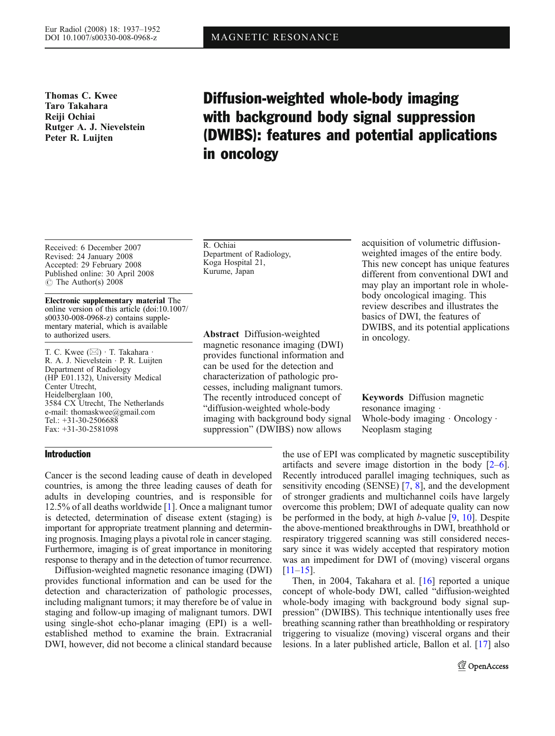MAGNETIC RESONANCE

**Thomas C. Kwee**
**Taro Takahara**
**Reiji Ochiai**
**Rutger A. J. Nievelstein**
**Peter R. Luijten**

# Diffusion-weighted whole-body imaging with background body signal suppression (DWIBS): features and potential applications in oncology

Received: 6 December 2007
Revised: 24 January 2008
Accepted: 29 February 2008
Published online: 30 April 2008
© The Author(s) 2008

**Electronic supplementary material** The online version of this article (doi:10.1007/s00330-008-0968-z) contains supplementary material, which is available to authorized users.

T. C. Kwee (✉) · T. Takahara · R. A. J. Nievelstein · P. R. Luijten
Department of Radiology (HP E01.132), University Medical Center Utrecht, Heidelberglaan 100, 3584 CX Utrecht, The Netherlands
e-mail: thomaskwee@gmail.com
Tel.: +31-30-2506688
Fax: +31-30-2581098

R. Ochiai
Department of Radiology, Koga Hospital 21, Kurume, Japan

**Abstract** Diffusion-weighted magnetic resonance imaging (DWI) provides functional information and can be used for the detection and characterization of pathologic processes, including malignant tumors. The recently introduced concept of "diffusion-weighted whole-body imaging with background body signal suppression" (DWIBS) now allows acquisition of volumetric diffusion-weighted images of the entire body. This new concept has unique features different from conventional DWI and may play an important role in whole-body oncological imaging. This review describes and illustrates the basics of DWI, the features of DWIBS, and its potential applications in oncology.

**Keywords** Diffusion magnetic resonance imaging · Whole-body imaging · Oncology · Neoplasm staging

## Introduction

Cancer is the second leading cause of death in developed countries, is among the three leading causes of death for adults in developing countries, and is responsible for 12.5% of all deaths worldwide [1]. Once a malignant tumor is detected, determination of disease extent (staging) is important for appropriate treatment planning and determining prognosis. Imaging plays a pivotal role in cancer staging. Furthermore, imaging is of great importance in monitoring response to therapy and in the detection of tumor recurrence.

Diffusion-weighted magnetic resonance imaging (DWI) provides functional information and can be used for the detection and characterization of pathologic processes, including malignant tumors; it may therefore be of value in staging and follow-up imaging of malignant tumors. DWI using single-shot echo-planar imaging (EPI) is a well-established method to examine the brain. Extracranial DWI, however, did not become a clinical standard because the use of EPI was complicated by magnetic susceptibility artifacts and severe image distortion in the body [2–6]. Recently introduced parallel imaging techniques, such as sensitivity encoding (SENSE) [7, 8], and the development of stronger gradients and multichannel coils have largely overcome this problem; DWI of adequate quality can now be performed in the body, at high *b*-value [9, 10]. Despite the above-mentioned breakthroughs in DWI, breathhold or respiratory triggered scanning was still considered necessary since it was widely accepted that respiratory motion was an impediment for DWI of (moving) visceral organs [11–15].

Then, in 2004, Takahara et al. [16] reported a unique concept of whole-body DWI, called "diffusion-weighted whole-body imaging with background body signal suppression" (DWIBS). This technique intentionally uses free breathing scanning rather than breathholding or respiratory triggering to visualize (moving) visceral organs and their lesions. In a later published article, Ballon et al. [17] also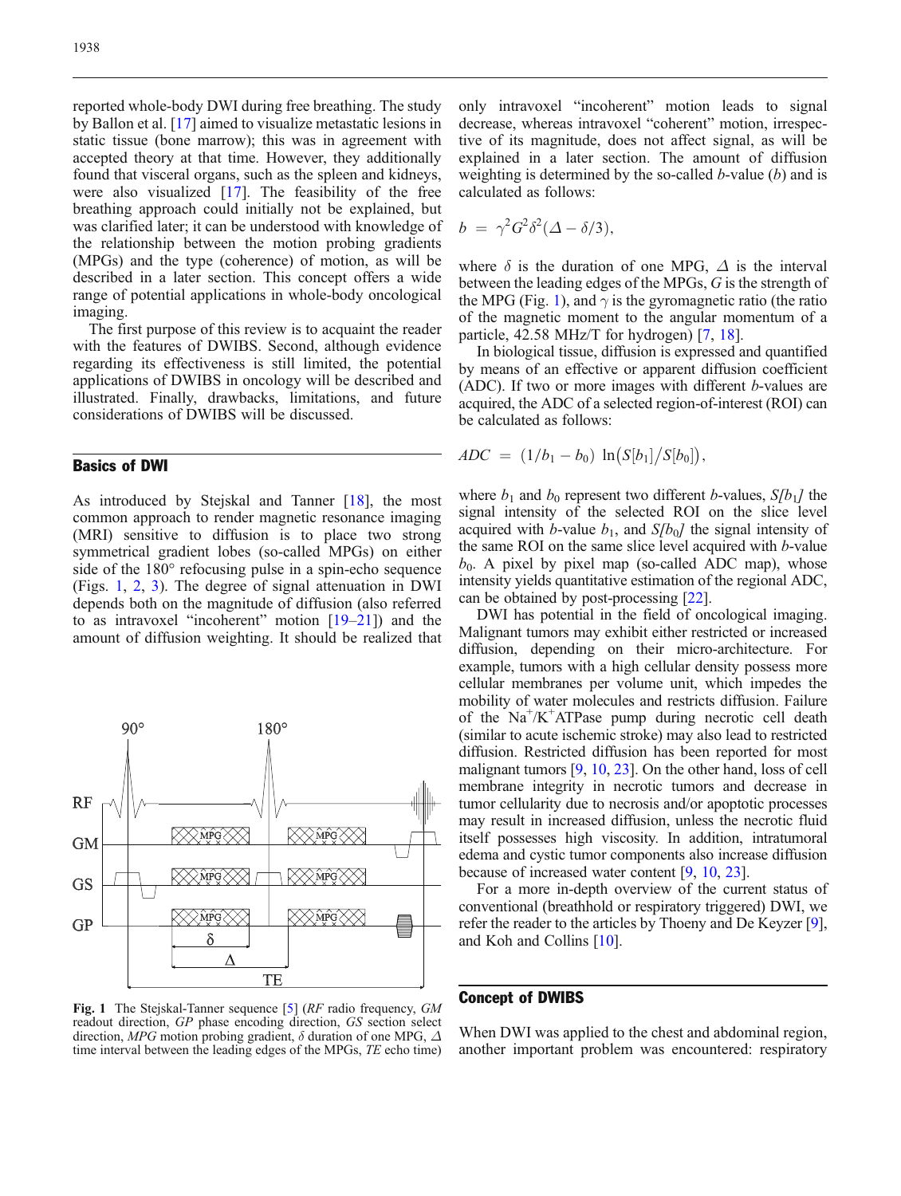reported whole-body DWI during free breathing. The study by Ballon et al. [17] aimed to visualize metastatic lesions in static tissue (bone marrow); this was in agreement with accepted theory at that time. However, they additionally found that visceral organs, such as the spleen and kidneys, were also visualized [17]. The feasibility of the free breathing approach could initially not be explained, but was clarified later; it can be understood with knowledge of the relationship between the motion probing gradients (MPGs) and the type (coherence) of motion, as will be described in a later section. This concept offers a wide range of potential applications in whole-body oncological imaging.

The first purpose of this review is to acquaint the reader with the features of DWIBS. Second, although evidence regarding its effectiveness is still limited, the potential applications of DWIBS in oncology will be described and illustrated. Finally, drawbacks, limitations, and future considerations of DWIBS will be discussed.

## Basics of DWI

As introduced by Stejskal and Tanner [18], the most common approach to render magnetic resonance imaging (MRI) sensitive to diffusion is to place two strong symmetrical gradient lobes (so-called MPGs) on either side of the 180° refocusing pulse in a spin-echo sequence (Figs. 1, 2, 3). The degree of signal attenuation in DWI depends both on the magnitude of diffusion (also referred to as intravoxel "incoherent" motion [19–21]) and the amount of diffusion weighting. It should be realized that only intravoxel "incoherent" motion leads to signal decrease, whereas intravoxel "coherent" motion, irrespective of its magnitude, does not affect signal, as will be explained in a later section. The amount of diffusion weighting is determined by the so-called *b*-value ($b$) and is calculated as follows:

$$b = \gamma^2 G^2 \delta^2 (\Delta - \delta/3),$$

where $\delta$ is the duration of one MPG, $\Delta$ is the interval between the leading edges of the MPGs, $G$ is the strength of the MPG (Fig. 1), and $\gamma$ is the gyromagnetic ratio (the ratio of the magnetic moment to the angular momentum of a particle, 42.58 MHz/T for hydrogen) [7, 18].

In biological tissue, diffusion is expressed and quantified by means of an effective or apparent diffusion coefficient (ADC). If two or more images with different *b*-values are acquired, the ADC of a selected region-of-interest (ROI) can be calculated as follows:

$$ADC = (1/b_1 - b_0)\ \ln\left(S[b_1]/S[b_0]\right),$$

where $b_1$ and $b_0$ represent two different *b*-values, $S[b_1]$ the signal intensity of the selected ROI on the slice level acquired with *b*-value $b_1$, and $S[b_0]$ the signal intensity of the same ROI on the same slice level acquired with *b*-value $b_0$. A pixel by pixel map (so-called ADC map), whose intensity yields quantitative estimation of the regional ADC, can be obtained by post-processing [22].

DWI has potential in the field of oncological imaging. Malignant tumors may exhibit either restricted or increased diffusion, depending on their micro-architecture. For example, tumors with a high cellular density possess more cellular membranes per volume unit, which impedes the mobility of water molecules and restricts diffusion. Failure of the $Na^+/K^+$ATPase pump during necrotic cell death (similar to acute ischemic stroke) may also lead to restricted diffusion. Restricted diffusion has been reported for most malignant tumors [9, 10, 23]. On the other hand, loss of cell membrane integrity in necrotic tumors and decrease in tumor cellularity due to necrosis and/or apoptotic processes may result in increased diffusion, unless the necrotic fluid itself possesses high viscosity. In addition, intratumoral edema and cystic tumor components also increase diffusion because of increased water content [9, 10, 23].

For a more in-depth overview of the current status of conventional (breathhold or respiratory triggered) DWI, we refer the reader to the articles by Thoeny and De Keyzer [9], and Koh and Collins [10].

Fig. 1 The Stejskal-Tanner sequence [5] (*RF* radio frequency, *GM* readout direction, *GP* phase encoding direction, *GS* section select direction, *MPG* motion probing gradient, $\delta$ duration of one MPG, $\Delta$ time interval between the leading edges of the MPGs, *TE* echo time)

## Concept of DWIBS

When DWI was applied to the chest and abdominal region, another important problem was encountered: respiratory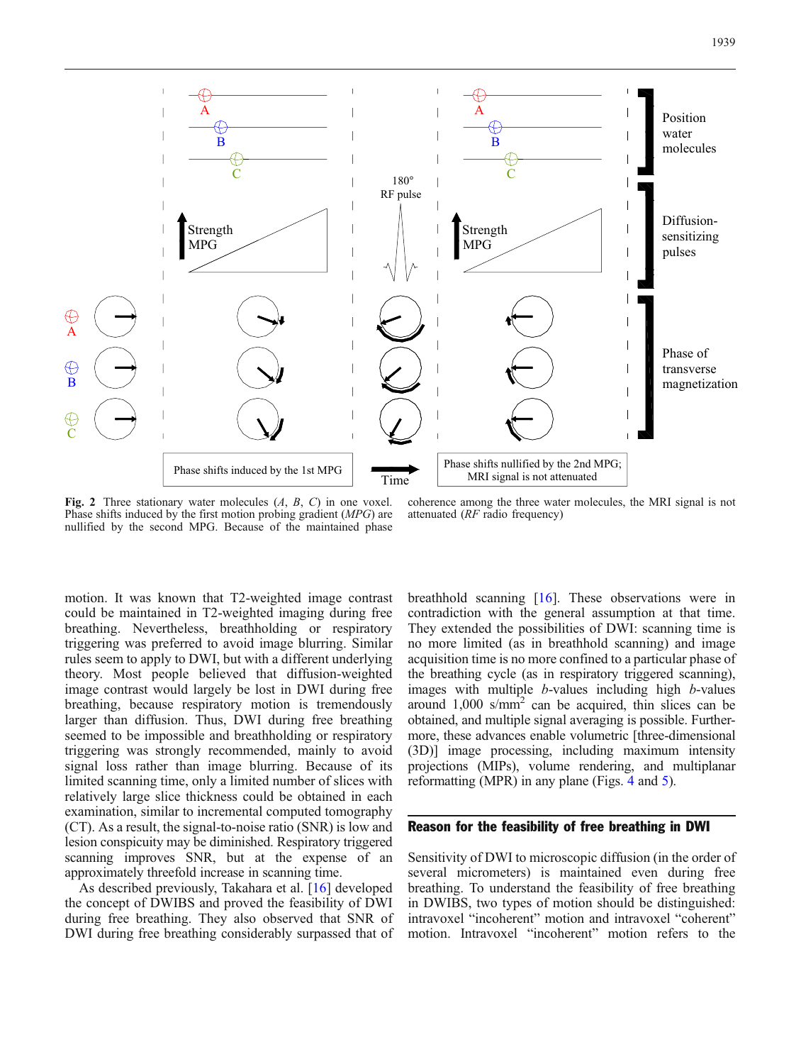Position water molecules

Diffusion-sensitizing pulses

Phase of transverse magnetization

A

B

C

Strength MPG

180° RF pulse

Phase shifts induced by the 1st MPG

Time

Phase shifts nullified by the 2nd MPG; MRI signal is not attenuated

**Fig. 2** Three stationary water molecules (*A*, *B*, *C*) in one voxel. Phase shifts induced by the first motion probing gradient (*MPG*) are nullified by the second MPG. Because of the maintained phase coherence among the three water molecules, the MRI signal is not attenuated (*RF* radio frequency)

motion. It was known that T2-weighted image contrast could be maintained in T2-weighted imaging during free breathing. Nevertheless, breathholding or respiratory triggering was preferred to avoid image blurring. Similar rules seem to apply to DWI, but with a different underlying theory. Most people believed that diffusion-weighted image contrast would largely be lost in DWI during free breathing, because respiratory motion is tremendously larger than diffusion. Thus, DWI during free breathing seemed to be impossible and breathholding or respiratory triggering was strongly recommended, mainly to avoid signal loss rather than image blurring. Because of its limited scanning time, only a limited number of slices with relatively large slice thickness could be obtained in each examination, similar to incremental computed tomography (CT). As a result, the signal-to-noise ratio (SNR) is low and lesion conspicuity may be diminished. Respiratory triggered scanning improves SNR, but at the expense of an approximately threefold increase in scanning time.

As described previously, Takahara et al. [16] developed the concept of DWIBS and proved the feasibility of DWI during free breathing. They also observed that SNR of DWI during free breathing considerably surpassed that of breathhold scanning [16]. These observations were in contradiction with the general assumption at that time. They extended the possibilities of DWI: scanning time is no more limited (as in breathhold scanning) and image acquisition time is no more confined to a particular phase of the breathing cycle (as in respiratory triggered scanning), images with multiple *b*-values including high *b*-values around 1,000 s/mm$^2$ can be acquired, thin slices can be obtained, and multiple signal averaging is possible. Furthermore, these advances enable volumetric [three-dimensional (3D)] image processing, including maximum intensity projections (MIPs), volume rendering, and multiplanar reformatting (MPR) in any plane (Figs. 4 and 5).

## Reason for the feasibility of free breathing in DWI

Sensitivity of DWI to microscopic diffusion (in the order of several micrometers) is maintained even during free breathing. To understand the feasibility of free breathing in DWIBS, two types of motion should be distinguished: intravoxel "incoherent" motion and intravoxel "coherent" motion. Intravoxel "incoherent" motion refers to the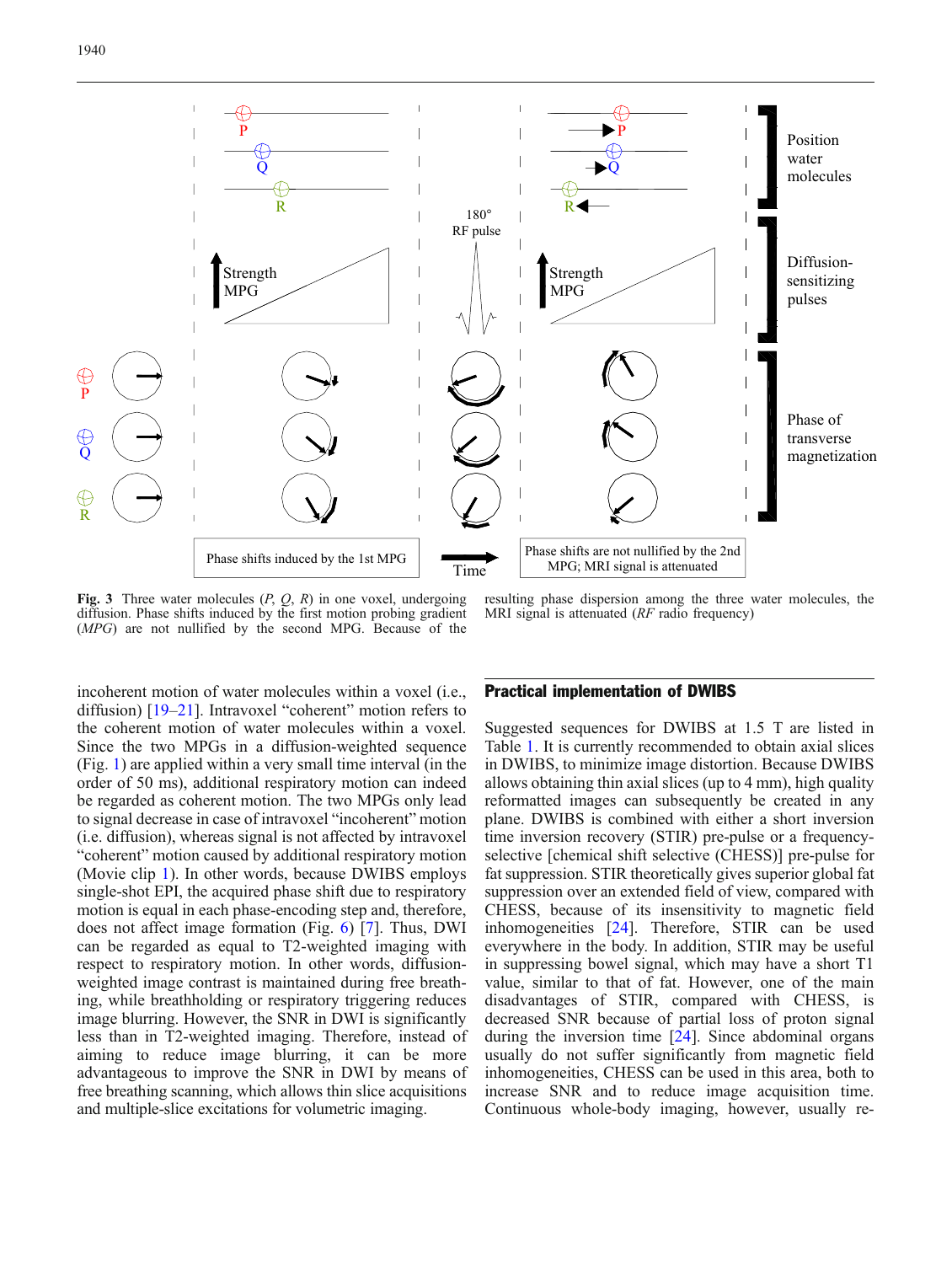**Fig. 3** Three water molecules (*P*, *Q*, *R*) in one voxel, undergoing diffusion. Phase shifts induced by the first motion probing gradient (*MPG*) are not nullified by the second MPG. Because of the resulting phase dispersion among the three water molecules, the MRI signal is attenuated (*RF* radio frequency)

incoherent motion of water molecules within a voxel (i.e., diffusion) [19–21]. Intravoxel "coherent" motion refers to the coherent motion of water molecules within a voxel. Since the two MPGs in a diffusion-weighted sequence (Fig. 1) are applied within a very small time interval (in the order of 50 ms), additional respiratory motion can indeed be regarded as coherent motion. The two MPGs only lead to signal decrease in case of intravoxel "incoherent" motion (i.e. diffusion), whereas signal is not affected by intravoxel "coherent" motion caused by additional respiratory motion (Movie clip 1). In other words, because DWIBS employs single-shot EPI, the acquired phase shift due to respiratory motion is equal in each phase-encoding step and, therefore, does not affect image formation (Fig. 6) [7]. Thus, DWI can be regarded as equal to T2-weighted imaging with respect to respiratory motion. In other words, diffusion-weighted image contrast is maintained during free breathing, while breathholding or respiratory triggering reduces image blurring. However, the SNR in DWI is significantly less than in T2-weighted imaging. Therefore, instead of aiming to reduce image blurring, it can be more advantageous to improve the SNR in DWI by means of free breathing scanning, which allows thin slice acquisitions and multiple-slice excitations for volumetric imaging.

## Practical implementation of DWIBS

Suggested sequences for DWIBS at 1.5 T are listed in Table 1. It is currently recommended to obtain axial slices in DWIBS, to minimize image distortion. Because DWIBS allows obtaining thin axial slices (up to 4 mm), high quality reformatted images can subsequently be created in any plane. DWIBS is combined with either a short inversion time inversion recovery (STIR) pre-pulse or a frequency-selective [chemical shift selective (CHESS)] pre-pulse for fat suppression. STIR theoretically gives superior global fat suppression over an extended field of view, compared with CHESS, because of its insensitivity to magnetic field inhomogeneities [24]. Therefore, STIR can be used everywhere in the body. In addition, STIR may be useful in suppressing bowel signal, which may have a short T1 value, similar to that of fat. However, one of the main disadvantages of STIR, compared with CHESS, is decreased SNR because of partial loss of proton signal during the inversion time [24]. Since abdominal organs usually do not suffer significantly from magnetic field inhomogeneities, CHESS can be used in this area, both to increase SNR and to reduce image acquisition time. Continuous whole-body imaging, however, usually re-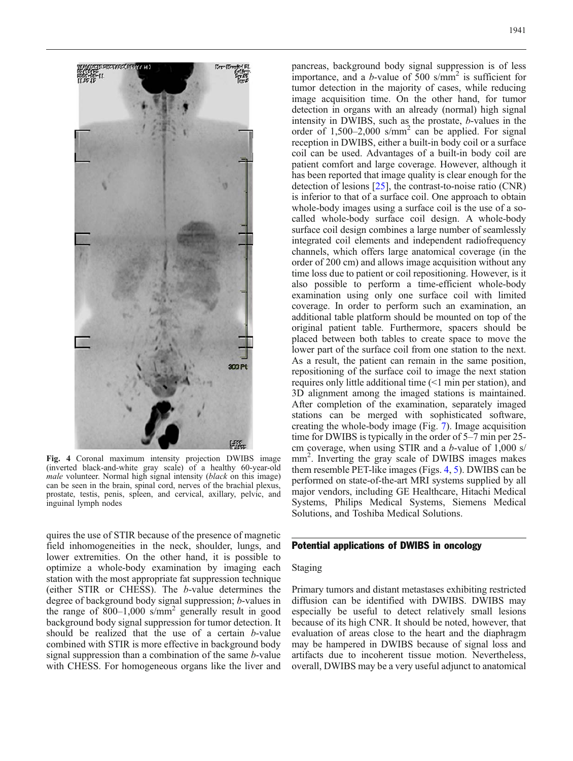Fig. 4 Coronal maximum intensity projection DWIBS image (inverted black-and-white gray scale) of a healthy 60-year-old *male* volunteer. Normal high signal intensity (*black* on this image) can be seen in the brain, spinal cord, nerves of the brachial plexus, prostate, testis, penis, spleen, and cervical, axillary, pelvic, and inguinal lymph nodes

quires the use of STIR because of the presence of magnetic field inhomogeneities in the neck, shoulder, lungs, and lower extremities. On the other hand, it is possible to optimize a whole-body examination by imaging each station with the most appropriate fat suppression technique (either STIR or CHESS). The *b*-value determines the degree of background body signal suppression; *b*-values in the range of 800–1,000 s/mm$^2$ generally result in good background body signal suppression for tumor detection. It should be realized that the use of a certain *b*-value combined with STIR is more effective in background body signal suppression than a combination of the same *b*-value with CHESS. For homogeneous organs like the liver and pancreas, background body signal suppression is of less importance, and a *b*-value of 500 s/mm$^2$ is sufficient for tumor detection in the majority of cases, while reducing image acquisition time. On the other hand, for tumor detection in organs with an already (normal) high signal intensity in DWIBS, such as the prostate, *b*-values in the order of 1,500–2,000 s/mm$^2$ can be applied. For signal reception in DWIBS, either a built-in body coil or a surface coil can be used. Advantages of a built-in body coil are patient comfort and large coverage. However, although it has been reported that image quality is clear enough for the detection of lesions [25], the contrast-to-noise ratio (CNR) is inferior to that of a surface coil. One approach to obtain whole-body images using a surface coil is the use of a so-called whole-body surface coil design. A whole-body surface coil design combines a large number of seamlessly integrated coil elements and independent radiofrequency channels, which offers large anatomical coverage (in the order of 200 cm) and allows image acquisition without any time loss due to patient or coil repositioning. However, is it also possible to perform a time-efficient whole-body examination using only one surface coil with limited coverage. In order to perform such an examination, an additional table platform should be mounted on top of the original patient table. Furthermore, spacers should be placed between both tables to create space to move the lower part of the surface coil from one station to the next. As a result, the patient can remain in the same position, repositioning of the surface coil to image the next station requires only little additional time (<1 min per station), and 3D alignment among the imaged stations is maintained. After completion of the examination, separately imaged stations can be merged with sophisticated software, creating the whole-body image (Fig. 7). Image acquisition time for DWIBS is typically in the order of 5–7 min per 25-cm coverage, when using STIR and a *b*-value of 1,000 s/mm$^2$. Inverting the gray scale of DWIBS images makes them resemble PET-like images (Figs. 4, 5). DWIBS can be performed on state-of-the-art MRI systems supplied by all major vendors, including GE Healthcare, Hitachi Medical Systems, Philips Medical Systems, Siemens Medical Solutions, and Toshiba Medical Solutions.

## Potential applications of DWIBS in oncology

### Staging

Primary tumors and distant metastases exhibiting restricted diffusion can be identified with DWIBS. DWIBS may especially be useful to detect relatively small lesions because of its high CNR. It should be noted, however, that evaluation of areas close to the heart and the diaphragm may be hampered in DWIBS because of signal loss and artifacts due to incoherent tissue motion. Nevertheless, overall, DWIBS may be a very useful adjunct to anatomical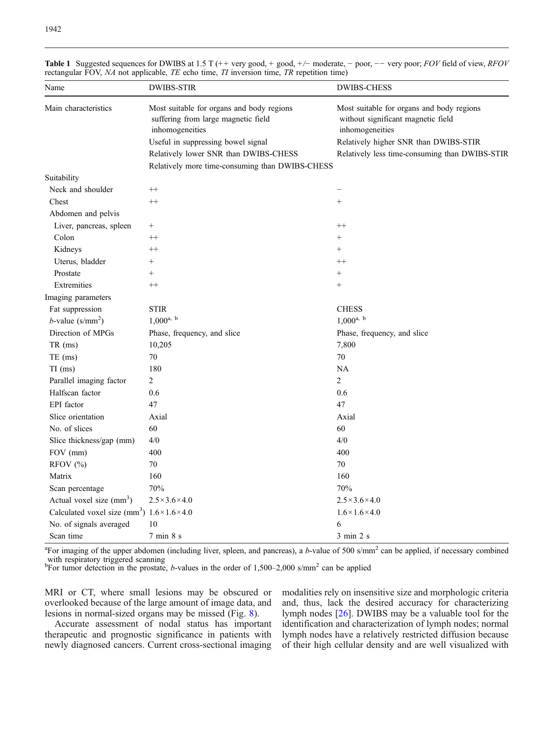**Table 1** Suggested sequences for DWIBS at 1.5 T (++ very good, + good, +/− moderate, − poor, −− very poor; *FOV* field of view, *RFOV* rectangular FOV, *NA* not applicable, *TE* echo time, *TI* inversion time, *TR* repetition time)

| Name | DWIBS-STIR | DWIBS-CHESS |
|---|---|---|
| Main characteristics | Most suitable for organs and body regions suffering from large magnetic field inhomogeneities | Most suitable for organs and body regions without significant magnetic field inhomogeneities |
| | Useful in suppressing bowel signal | Relatively higher SNR than DWIBS-STIR |
| | Relatively lower SNR than DWIBS-CHESS | Relatively less time-consuming than DWIBS-STIR |
| | Relatively more time-consuming than DWIBS-CHESS | |
| Suitability | | |
| Neck and shoulder | ++ | − |
| Chest | ++ | + |
| Abdomen and pelvis | | |
| Liver, pancreas, spleen | + | ++ |
| Colon | ++ | + |
| Kidneys | ++ | + |
| Uterus, bladder | + | ++ |
| Prostate | + | + |
| Extremities | ++ | + |
| Imaging parameters | | |
| Fat suppression | STIR | CHESS |
| *b*-value (s/mm$^2$) | 1,000[a, b] | 1,000[a, b] |
| Direction of MPGs | Phase, frequency, and slice | Phase, frequency, and slice |
| TR (ms) | 10,205 | 7,800 |
| TE (ms) | 70 | 70 |
| TI (ms) | 180 | NA |
| Parallel imaging factor | 2 | 2 |
| Halfscan factor | 0.6 | 0.6 |
| EPI factor | 47 | 47 |
| Slice orientation | Axial | Axial |
| No. of slices | 60 | 60 |
| Slice thickness/gap (mm) | 4/0 | 4/0 |
| FOV (mm) | 400 | 400 |
| RFOV (%) | 70 | 70 |
| Matrix | 160 | 160 |
| Scan percentage | 70% | 70% |
| Actual voxel size (mm$^3$) | 2.5×3.6×4.0 | 2.5×3.6×4.0 |
| Calculated voxel size (mm$^3$) | 1.6×1.6×4.0 | 1.6×1.6×4.0 |
| No. of signals averaged | 10 | 6 |
| Scan time | 7 min 8 s | 3 min 2 s |

[a] For imaging of the upper abdomen (including liver, spleen, and pancreas), a *b*-value of 500 s/mm$^2$ can be applied, if necessary combined with respiratory triggered scanning

[b] For tumor detection in the prostate, *b*-values in the order of 1,500–2,000 s/mm$^2$ can be applied

MRI or CT, where small lesions may be obscured or overlooked because of the large amount of image data, and lesions in normal-sized organs may be missed (Fig. 8).

Accurate assessment of nodal status has important therapeutic and prognostic significance in patients with newly diagnosed cancers. Current cross-sectional imaging modalities rely on insensitive size and morphologic criteria and, thus, lack the desired accuracy for characterizing lymph nodes [26]. DWIBS may be a valuable tool for the identification and characterization of lymph nodes; normal lymph nodes have a relatively restricted diffusion because of their high cellular density and are well visualized with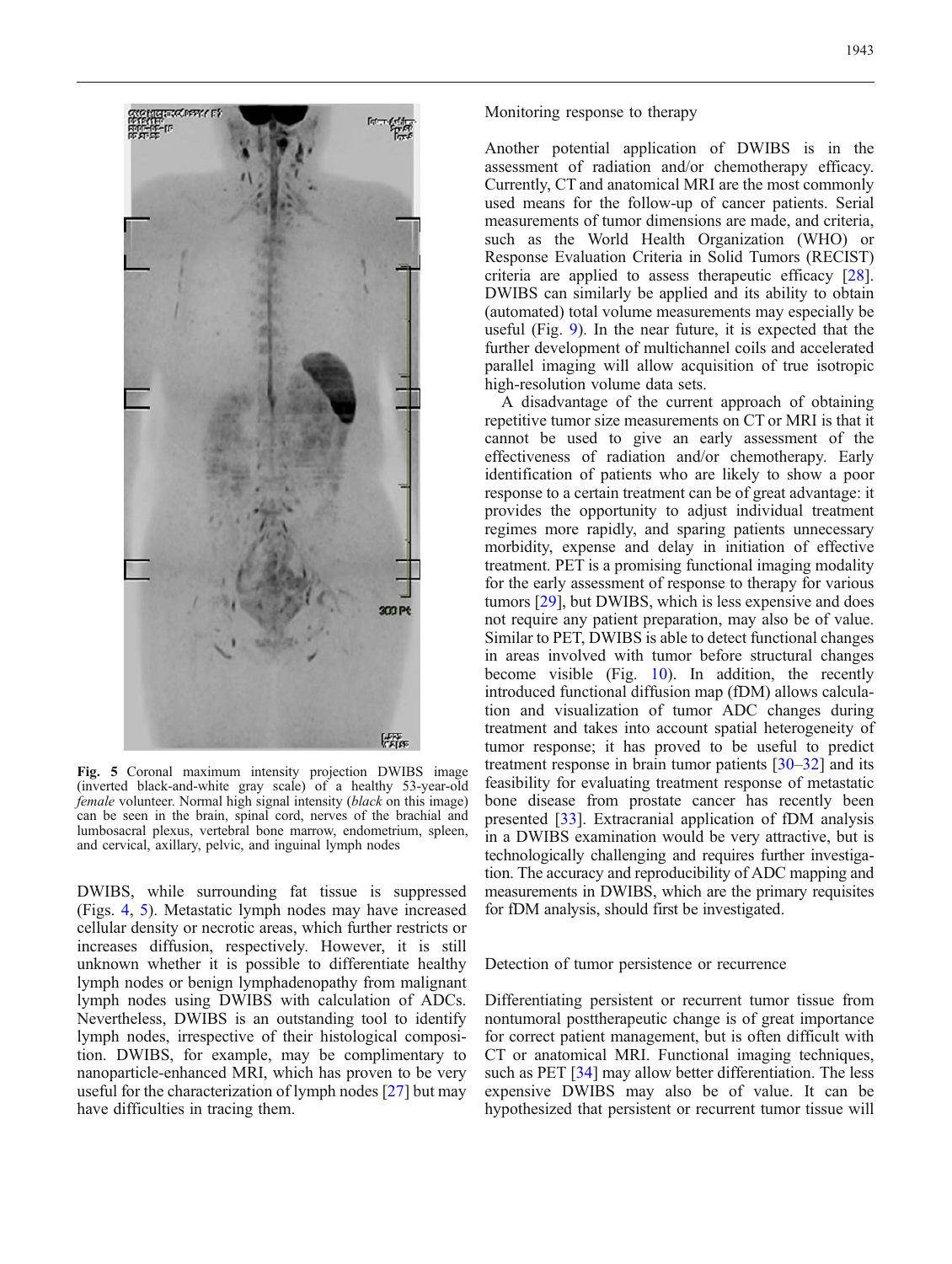**Fig. 5** Coronal maximum intensity projection DWIBS image (inverted black-and-white gray scale) of a healthy 53-year-old *female* volunteer. Normal high signal intensity (*black* on this image) can be seen in the brain, spinal cord, nerves of the brachial and lumbosacral plexus, vertebral bone marrow, endometrium, spleen, and cervical, axillary, pelvic, and inguinal lymph nodes

DWIBS, while surrounding fat tissue is suppressed (Figs. 4, 5). Metastatic lymph nodes may have increased cellular density or necrotic areas, which further restricts or increases diffusion, respectively. However, it is still unknown whether it is possible to differentiate healthy lymph nodes or benign lymphadenopathy from malignant lymph nodes using DWIBS with calculation of ADCs. Nevertheless, DWIBS is an outstanding tool to identify lymph nodes, irrespective of their histological composition. DWIBS, for example, may be complimentary to nanoparticle-enhanced MRI, which has proven to be very useful for the characterization of lymph nodes [27] but may have difficulties in tracing them.

### Monitoring response to therapy

Another potential application of DWIBS is in the assessment of radiation and/or chemotherapy efficacy. Currently, CT and anatomical MRI are the most commonly used means for the follow-up of cancer patients. Serial measurements of tumor dimensions are made, and criteria, such as the World Health Organization (WHO) or Response Evaluation Criteria in Solid Tumors (RECIST) criteria are applied to assess therapeutic efficacy [28]. DWIBS can similarly be applied and its ability to obtain (automated) total volume measurements may especially be useful (Fig. 9). In the near future, it is expected that the further development of multichannel coils and accelerated parallel imaging will allow acquisition of true isotropic high-resolution volume data sets.

A disadvantage of the current approach of obtaining repetitive tumor size measurements on CT or MRI is that it cannot be used to give an early assessment of the effectiveness of radiation and/or chemotherapy. Early identification of patients who are likely to show a poor response to a certain treatment can be of great advantage: it provides the opportunity to adjust individual treatment regimes more rapidly, and sparing patients unnecessary morbidity, expense and delay in initiation of effective treatment. PET is a promising functional imaging modality for the early assessment of response to therapy for various tumors [29], but DWIBS, which is less expensive and does not require any patient preparation, may also be of value. Similar to PET, DWIBS is able to detect functional changes in areas involved with tumor before structural changes become visible (Fig. 10). In addition, the recently introduced functional diffusion map (fDM) allows calculation and visualization of tumor ADC changes during treatment and takes into account spatial heterogeneity of tumor response; it has proved to be useful to predict treatment response in brain tumor patients [30–32] and its feasibility for evaluating treatment response of metastatic bone disease from prostate cancer has recently been presented [33]. Extracranial application of fDM analysis in a DWIBS examination would be very attractive, but is technologically challenging and requires further investigation. The accuracy and reproducibility of ADC mapping and measurements in DWIBS, which are the primary requisites for fDM analysis, should first be investigated.

### Detection of tumor persistence or recurrence

Differentiating persistent or recurrent tumor tissue from nontumoral posttherapeutic change is of great importance for correct patient management, but is often difficult with CT or anatomical MRI. Functional imaging techniques, such as PET [34] may allow better differentiation. The less expensive DWIBS may also be of value. It can be hypothesized that persistent or recurrent tumor tissue will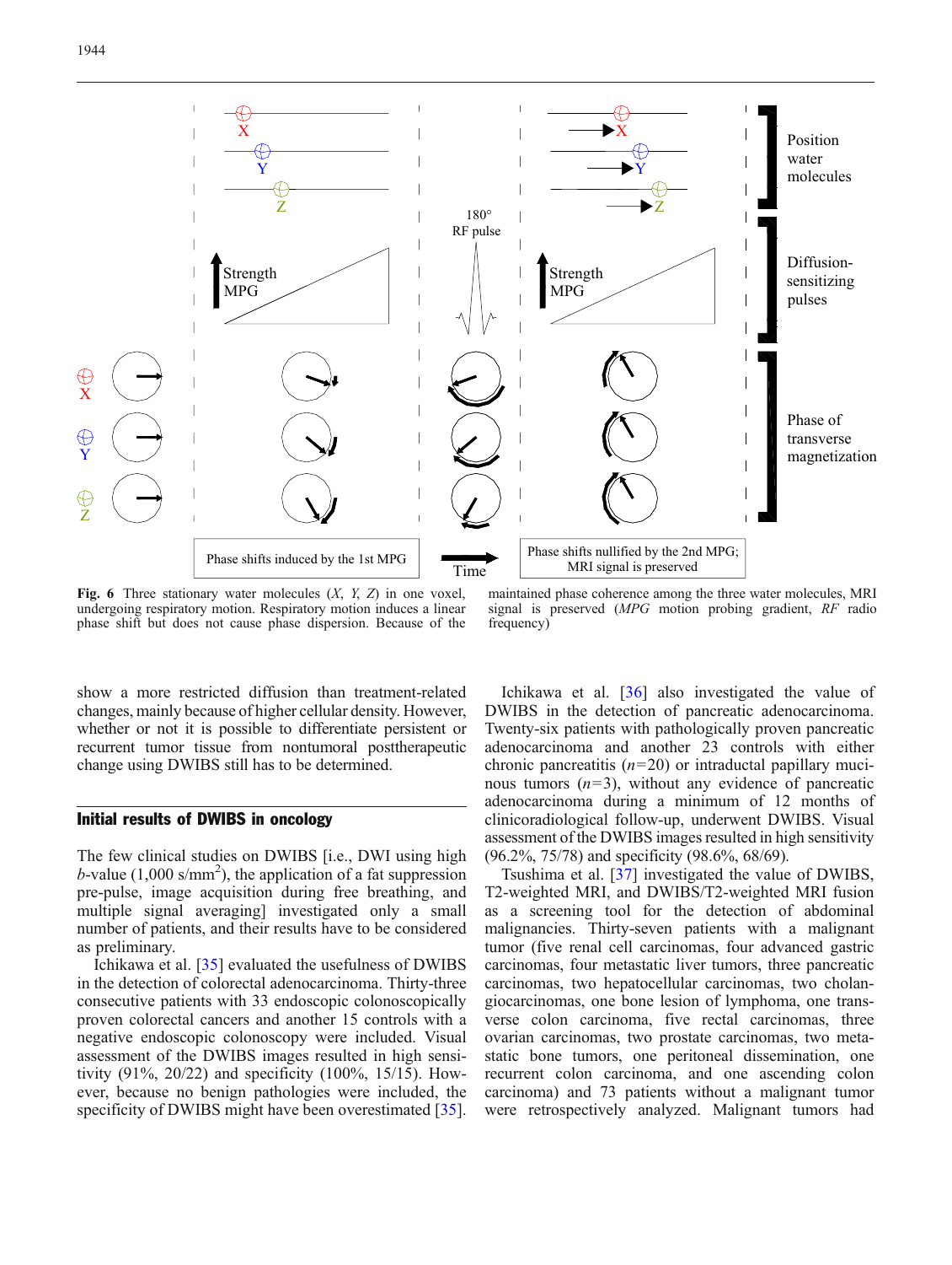**Fig. 6** Three stationary water molecules (*X*, *Y*, *Z*) in one voxel, undergoing respiratory motion. Respiratory motion induces a linear phase shift but does not cause phase dispersion. Because of the maintained phase coherence among the three water molecules, MRI signal is preserved (*MPG* motion probing gradient, *RF* radio frequency)

show a more restricted diffusion than treatment-related changes, mainly because of higher cellular density. However, whether or not it is possible to differentiate persistent or recurrent tumor tissue from nontumoral posttherapeutic change using DWIBS still has to be determined.

## Initial results of DWIBS in oncology

The few clinical studies on DWIBS [i.e., DWI using high *b*-value (1,000 s/mm$^2$), the application of a fat suppression pre-pulse, image acquisition during free breathing, and multiple signal averaging] investigated only a small number of patients, and their results have to be considered as preliminary.

Ichikawa et al. [35] evaluated the usefulness of DWIBS in the detection of colorectal adenocarcinoma. Thirty-three consecutive patients with 33 endoscopic colonoscopically proven colorectal cancers and another 15 controls with a negative endoscopic colonoscopy were included. Visual assessment of the DWIBS images resulted in high sensitivity (91%, 20/22) and specificity (100%, 15/15). However, because no benign pathologies were included, the specificity of DWIBS might have been overestimated [35].

Ichikawa et al. [36] also investigated the value of DWIBS in the detection of pancreatic adenocarcinoma. Twenty-six patients with pathologically proven pancreatic adenocarcinoma and another 23 controls with either chronic pancreatitis ($n$=20) or intraductal papillary mucinous tumors ($n$=3), without any evidence of pancreatic adenocarcinoma during a minimum of 12 months of clinicoradiological follow-up, underwent DWIBS. Visual assessment of the DWIBS images resulted in high sensitivity (96.2%, 75/78) and specificity (98.6%, 68/69).

Tsushima et al. [37] investigated the value of DWIBS, T2-weighted MRI, and DWIBS/T2-weighted MRI fusion as a screening tool for the detection of abdominal malignancies. Thirty-seven patients with a malignant tumor (five renal cell carcinomas, four advanced gastric carcinomas, four metastatic liver tumors, three pancreatic carcinomas, two hepatocellular carcinomas, two cholangiocarcinomas, one bone lesion of lymphoma, one transverse colon carcinoma, five rectal carcinomas, three ovarian carcinomas, two prostate carcinomas, two metastatic bone tumors, one peritoneal dissemination, one recurrent colon carcinoma, and one ascending colon carcinoma) and 73 patients without a malignant tumor were retrospectively analyzed. Malignant tumors had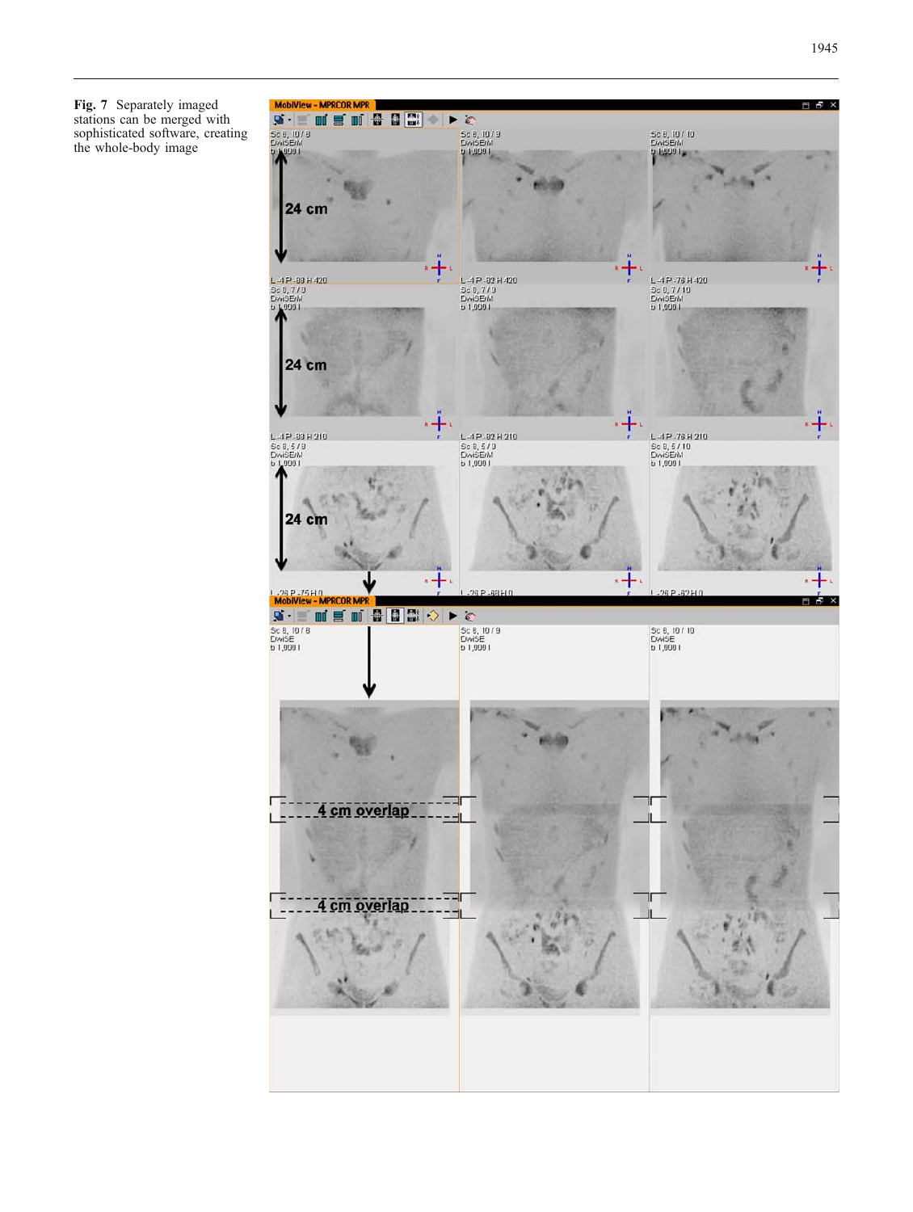**Fig. 7** Separately imaged stations can be merged with sophisticated software, creating the whole-body image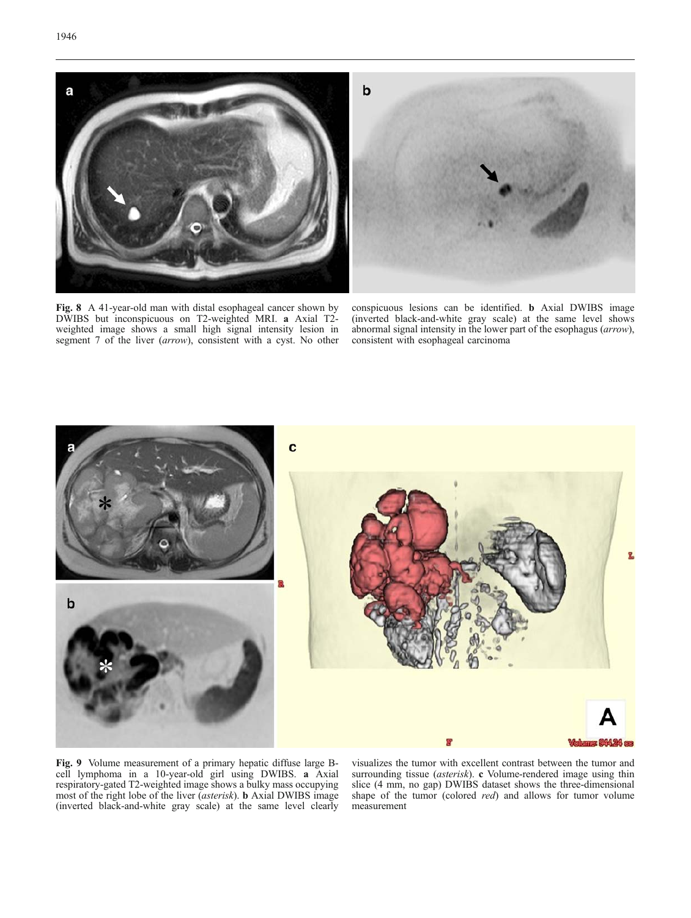**Fig. 8** A 41-year-old man with distal esophageal cancer shown by DWIBS but inconspicuous on T2-weighted MRI. **a** Axial T2-weighted image shows a small high signal intensity lesion in segment 7 of the liver (*arrow*), consistent with a cyst. No other conspicuous lesions can be identified. **b** Axial DWIBS image (inverted black-and-white gray scale) at the same level shows abnormal signal intensity in the lower part of the esophagus (*arrow*), consistent with esophageal carcinoma

**Fig. 9** Volume measurement of a primary hepatic diffuse large B-cell lymphoma in a 10-year-old girl using DWIBS. **a** Axial respiratory-gated T2-weighted image shows a bulky mass occupying most of the right lobe of the liver (*asterisk*). **b** Axial DWIBS image (inverted black-and-white gray scale) at the same level clearly visualizes the tumor with excellent contrast between the tumor and surrounding tissue (*asterisk*). **c** Volume-rendered image using thin slice (4 mm, no gap) DWIBS dataset shows the three-dimensional shape of the tumor (colored *red*) and allows for tumor volume measurement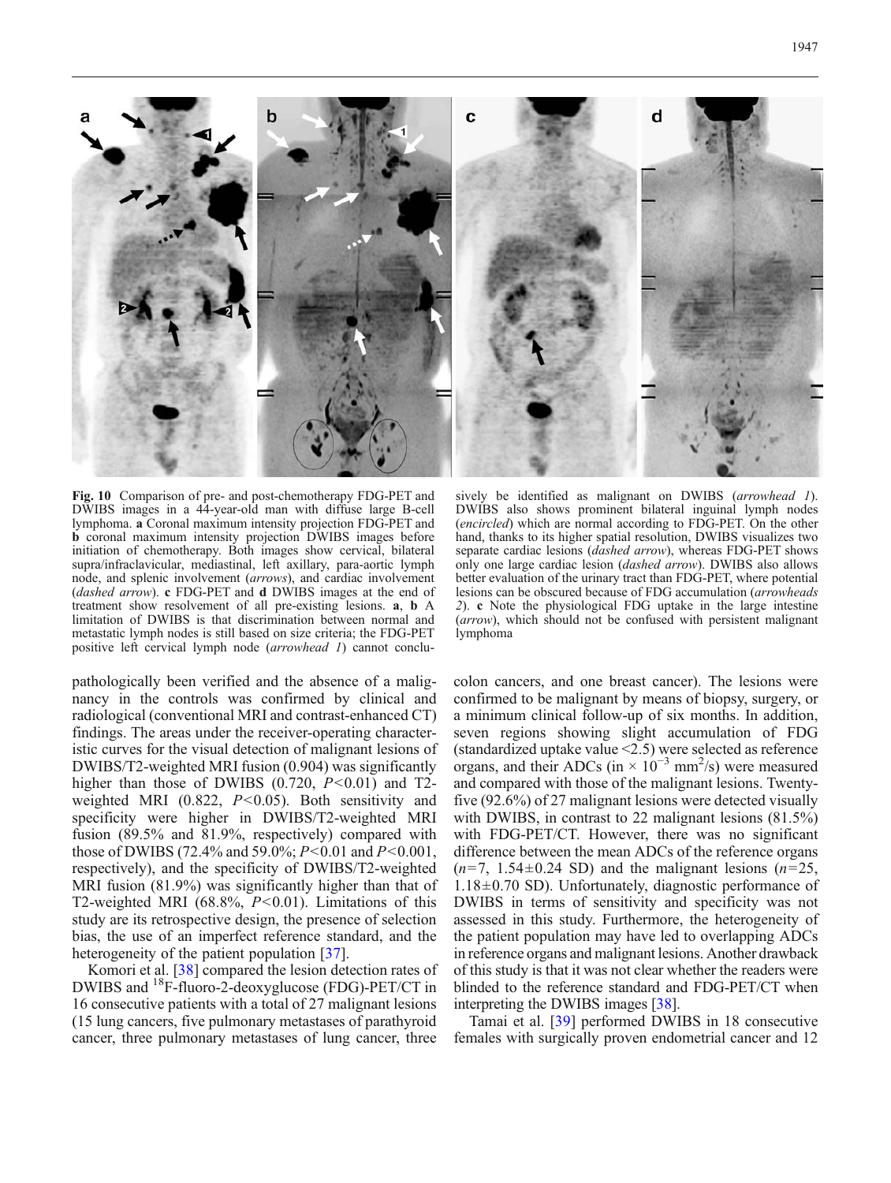**Fig. 10** Comparison of pre- and post-chemotherapy FDG-PET and DWIBS images in a 44-year-old man with diffuse large B-cell lymphoma. **a** Coronal maximum intensity projection FDG-PET and **b** coronal maximum intensity projection DWIBS images before initiation of chemotherapy. Both images show cervical, bilateral supra/infraclavicular, mediastinal, left axillary, para-aortic lymph node, and splenic involvement (*arrows*), and cardiac involvement (*dashed arrow*). **c** FDG-PET and **d** DWIBS images at the end of treatment show resolvement of all pre-existing lesions. **a**, **b** A limitation of DWIBS is that discrimination between normal and metastatic lymph nodes is still based on size criteria; the FDG-PET positive left cervical lymph node (*arrowhead 1*) cannot conclusively be identified as malignant on DWIBS (*arrowhead 1*). DWIBS also shows prominent bilateral inguinal lymph nodes (*encircled*) which are normal according to FDG-PET. On the other hand, thanks to its higher spatial resolution, DWIBS visualizes two separate cardiac lesions (*dashed arrow*), whereas FDG-PET shows only one large cardiac lesion (*dashed arrow*). DWIBS also allows better evaluation of the urinary tract than FDG-PET, where potential lesions can be obscured because of FDG accumulation (*arrowheads 2*). **c** Note the physiological FDG uptake in the large intestine (*arrow*), which should not be confused with persistent malignant lymphoma

pathologically been verified and the absence of a malignancy in the controls was confirmed by clinical and radiological (conventional MRI and contrast-enhanced CT) findings. The areas under the receiver-operating characteristic curves for the visual detection of malignant lesions of DWIBS/T2-weighted MRI fusion (0.904) was significantly higher than those of DWIBS (0.720, $P<0.01$) and T2-weighted MRI (0.822, $P<0.05$). Both sensitivity and specificity were higher in DWIBS/T2-weighted MRI fusion (89.5% and 81.9%, respectively) compared with those of DWIBS (72.4% and 59.0%; $P<0.01$ and $P<0.001$, respectively), and the specificity of DWIBS/T2-weighted MRI fusion (81.9%) was significantly higher than that of T2-weighted MRI (68.8%, $P<0.01$). Limitations of this study are its retrospective design, the presence of selection bias, the use of an imperfect reference standard, and the heterogeneity of the patient population [37].

Komori et al. [38] compared the lesion detection rates of DWIBS and $^{18}$F-fluoro-2-deoxyglucose (FDG)-PET/CT in 16 consecutive patients with a total of 27 malignant lesions (15 lung cancers, five pulmonary metastases of parathyroid cancer, three pulmonary metastases of lung cancer, three colon cancers, and one breast cancer). The lesions were confirmed to be malignant by means of biopsy, surgery, or a minimum clinical follow-up of six months. In addition, seven regions showing slight accumulation of FDG (standardized uptake value <2.5) were selected as reference organs, and their ADCs (in $\times 10^{-3}$ mm$^2$/s) were measured and compared with those of the malignant lesions. Twenty-five (92.6%) of 27 malignant lesions were detected visually with DWIBS, in contrast to 22 malignant lesions (81.5%) with FDG-PET/CT. However, there was no significant difference between the mean ADCs of the reference organs ($n=7$, $1.54\pm0.24$ SD) and the malignant lesions ($n=25$, $1.18\pm0.70$ SD). Unfortunately, diagnostic performance of DWIBS in terms of sensitivity and specificity was not assessed in this study. Furthermore, the heterogeneity of the patient population may have led to overlapping ADCs in reference organs and malignant lesions. Another drawback of this study is that it was not clear whether the readers were blinded to the reference standard and FDG-PET/CT when interpreting the DWIBS images [38].

Tamai et al. [39] performed DWIBS in 18 consecutive females with surgically proven endometrial cancer and 12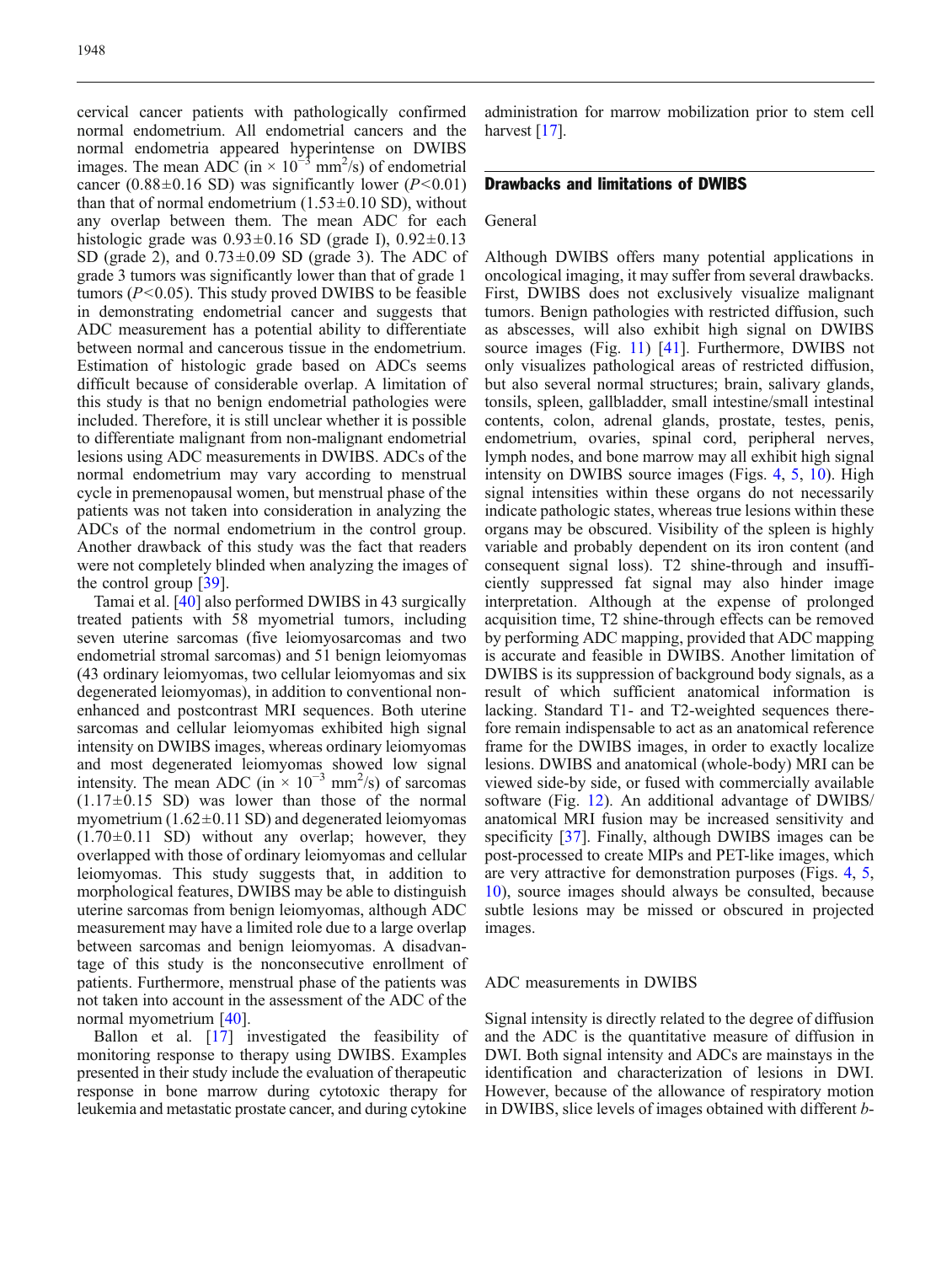cervical cancer patients with pathologically confirmed normal endometrium. All endometrial cancers and the normal endometria appeared hyperintense on DWIBS images. The mean ADC (in $\times 10^{-3}$ mm$^2$/s) of endometrial cancer (0.88±0.16 SD) was significantly lower ($P<0.01$) than that of normal endometrium (1.53±0.10 SD), without any overlap between them. The mean ADC for each histologic grade was 0.93±0.16 SD (grade I), 0.92±0.13 SD (grade 2), and 0.73±0.09 SD (grade 3). The ADC of grade 3 tumors was significantly lower than that of grade 1 tumors ($P<0.05$). This study proved DWIBS to be feasible in demonstrating endometrial cancer and suggests that ADC measurement has a potential ability to differentiate between normal and cancerous tissue in the endometrium. Estimation of histologic grade based on ADCs seems difficult because of considerable overlap. A limitation of this study is that no benign endometrial pathologies were included. Therefore, it is still unclear whether it is possible to differentiate malignant from non-malignant endometrial lesions using ADC measurements in DWIBS. ADCs of the normal endometrium may vary according to menstrual cycle in premenopausal women, but menstrual phase of the patients was not taken into consideration in analyzing the ADCs of the normal endometrium in the control group. Another drawback of this study was the fact that readers were not completely blinded when analyzing the images of the control group [39].

Tamai et al. [40] also performed DWIBS in 43 surgically treated patients with 58 myometrial tumors, including seven uterine sarcomas (five leiomyosarcomas and two endometrial stromal sarcomas) and 51 benign leiomyomas (43 ordinary leiomyomas, two cellular leiomyomas and six degenerated leiomyomas), in addition to conventional non-enhanced and postcontrast MRI sequences. Both uterine sarcomas and cellular leiomyomas exhibited high signal intensity on DWIBS images, whereas ordinary leiomyomas and most degenerated leiomyomas showed low signal intensity. The mean ADC (in $\times 10^{-3}$ mm$^2$/s) of sarcomas (1.17±0.15 SD) was lower than those of the normal myometrium (1.62±0.11 SD) and degenerated leiomyomas (1.70±0.11 SD) without any overlap; however, they overlapped with those of ordinary leiomyomas and cellular leiomyomas. This study suggests that, in addition to morphological features, DWIBS may be able to distinguish uterine sarcomas from benign leiomyomas, although ADC measurement may have a limited role due to a large overlap between sarcomas and benign leiomyomas. A disadvantage of this study is the nonconsecutive enrollment of patients. Furthermore, menstrual phase of the patients was not taken into account in the assessment of the ADC of the normal myometrium [40].

Ballon et al. [17] investigated the feasibility of monitoring response to therapy using DWIBS. Examples presented in their study include the evaluation of therapeutic response in bone marrow during cytotoxic therapy for leukemia and metastatic prostate cancer, and during cytokine administration for marrow mobilization prior to stem cell harvest [17].

## Drawbacks and limitations of DWIBS

### General

Although DWIBS offers many potential applications in oncological imaging, it may suffer from several drawbacks. First, DWIBS does not exclusively visualize malignant tumors. Benign pathologies with restricted diffusion, such as abscesses, will also exhibit high signal on DWIBS source images (Fig. 11) [41]. Furthermore, DWIBS not only visualizes pathological areas of restricted diffusion, but also several normal structures; brain, salivary glands, tonsils, spleen, gallbladder, small intestine/small intestinal contents, colon, adrenal glands, prostate, testes, penis, endometrium, ovaries, spinal cord, peripheral nerves, lymph nodes, and bone marrow may all exhibit high signal intensity on DWIBS source images (Figs. 4, 5, 10). High signal intensities within these organs do not necessarily indicate pathologic states, whereas true lesions within these organs may be obscured. Visibility of the spleen is highly variable and probably dependent on its iron content (and consequent signal loss). T2 shine-through and insufficiently suppressed fat signal may also hinder image interpretation. Although at the expense of prolonged acquisition time, T2 shine-through effects can be removed by performing ADC mapping, provided that ADC mapping is accurate and feasible in DWIBS. Another limitation of DWIBS is its suppression of background body signals, as a result of which sufficient anatomical information is lacking. Standard T1- and T2-weighted sequences therefore remain indispensable to act as an anatomical reference frame for the DWIBS images, in order to exactly localize lesions. DWIBS and anatomical (whole-body) MRI can be viewed side-by side, or fused with commercially available software (Fig. 12). An additional advantage of DWIBS/anatomical MRI fusion may be increased sensitivity and specificity [37]. Finally, although DWIBS images can be post-processed to create MIPs and PET-like images, which are very attractive for demonstration purposes (Figs. 4, 5, 10), source images should always be consulted, because subtle lesions may be missed or obscured in projected images.

### ADC measurements in DWIBS

Signal intensity is directly related to the degree of diffusion and the ADC is the quantitative measure of diffusion in DWI. Both signal intensity and ADCs are mainstays in the identification and characterization of lesions in DWI. However, because of the allowance of respiratory motion in DWIBS, slice levels of images obtained with different *b*-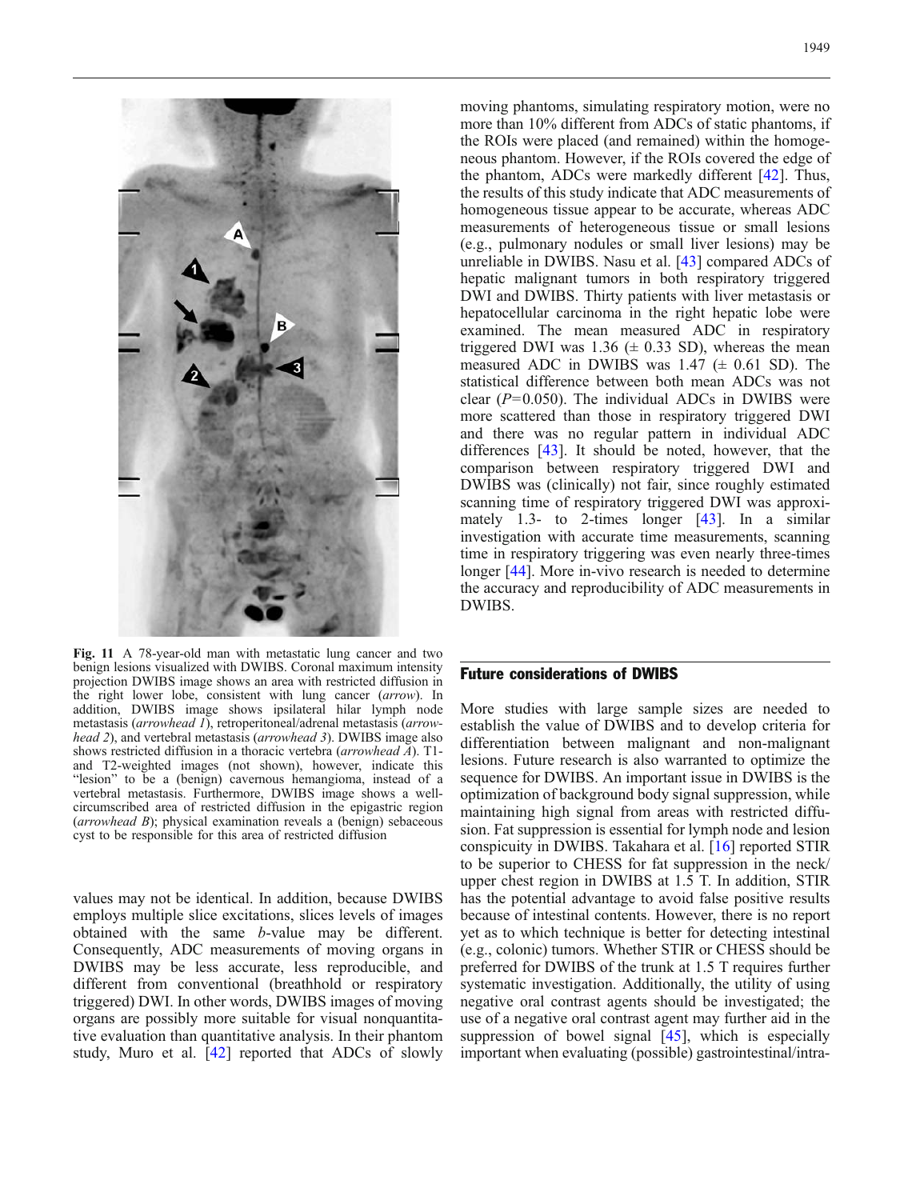Fig. 11 A 78-year-old man with metastatic lung cancer and two benign lesions visualized with DWIBS. Coronal maximum intensity projection DWIBS image shows an area with restricted diffusion in the right lower lobe, consistent with lung cancer (*arrow*). In addition, DWIBS image shows ipsilateral hilar lymph node metastasis (*arrowhead 1*), retroperitoneal/adrenal metastasis (*arrowhead 2*), and vertebral metastasis (*arrowhead 3*). DWIBS image also shows restricted diffusion in a thoracic vertebra (*arrowhead A*). T1- and T2-weighted images (not shown), however, indicate this "lesion" to be a (benign) cavernous hemangioma, instead of a vertebral metastasis. Furthermore, DWIBS image shows a well-circumscribed area of restricted diffusion in the epigastric region (*arrowhead B*); physical examination reveals a (benign) sebaceous cyst to be responsible for this area of restricted diffusion

values may not be identical. In addition, because DWIBS employs multiple slice excitations, slices levels of images obtained with the same *b*-value may be different. Consequently, ADC measurements of moving organs in DWIBS may be less accurate, less reproducible, and different from conventional (breathhold or respiratory triggered) DWI. In other words, DWIBS images of moving organs are possibly more suitable for visual nonquantitative evaluation than quantitative analysis. In their phantom study, Muro et al. [42] reported that ADCs of slowly moving phantoms, simulating respiratory motion, were no more than 10% different from ADCs of static phantoms, if the ROIs were placed (and remained) within the homogeneous phantom. However, if the ROIs covered the edge of the phantom, ADCs were markedly different [42]. Thus, the results of this study indicate that ADC measurements of homogeneous tissue appear to be accurate, whereas ADC measurements of heterogeneous tissue or small lesions (e.g., pulmonary nodules or small liver lesions) may be unreliable in DWIBS. Nasu et al. [43] compared ADCs of hepatic malignant tumors in both respiratory triggered DWI and DWIBS. Thirty patients with liver metastasis or hepatocellular carcinoma in the right hepatic lobe were examined. The mean measured ADC in respiratory triggered DWI was 1.36 (± 0.33 SD), whereas the mean measured ADC in DWIBS was 1.47 (± 0.61 SD). The statistical difference between both mean ADCs was not clear ($P=0.050$). The individual ADCs in DWIBS were more scattered than those in respiratory triggered DWI and there was no regular pattern in individual ADC differences [43]. It should be noted, however, that the comparison between respiratory triggered DWI and DWIBS was (clinically) not fair, since roughly estimated scanning time of respiratory triggered DWI was approximately 1.3- to 2-times longer [43]. In a similar investigation with accurate time measurements, scanning time in respiratory triggering was even nearly three-times longer [44]. More in-vivo research is needed to determine the accuracy and reproducibility of ADC measurements in DWIBS.

## Future considerations of DWIBS

More studies with large sample sizes are needed to establish the value of DWIBS and to develop criteria for differentiation between malignant and non-malignant lesions. Future research is also warranted to optimize the sequence for DWIBS. An important issue in DWIBS is the optimization of background body signal suppression, while maintaining high signal from areas with restricted diffusion. Fat suppression is essential for lymph node and lesion conspicuity in DWIBS. Takahara et al. [16] reported STIR to be superior to CHESS for fat suppression in the neck/upper chest region in DWIBS at 1.5 T. In addition, STIR has the potential advantage to avoid false positive results because of intestinal contents. However, there is no report yet as to which technique is better for detecting intestinal (e.g., colonic) tumors. Whether STIR or CHESS should be preferred for DWIBS of the trunk at 1.5 T requires further systematic investigation. Additionally, the utility of using negative oral contrast agents should be investigated; the use of a negative oral contrast agent may further aid in the suppression of bowel signal [45], which is especially important when evaluating (possible) gastrointestinal/intra-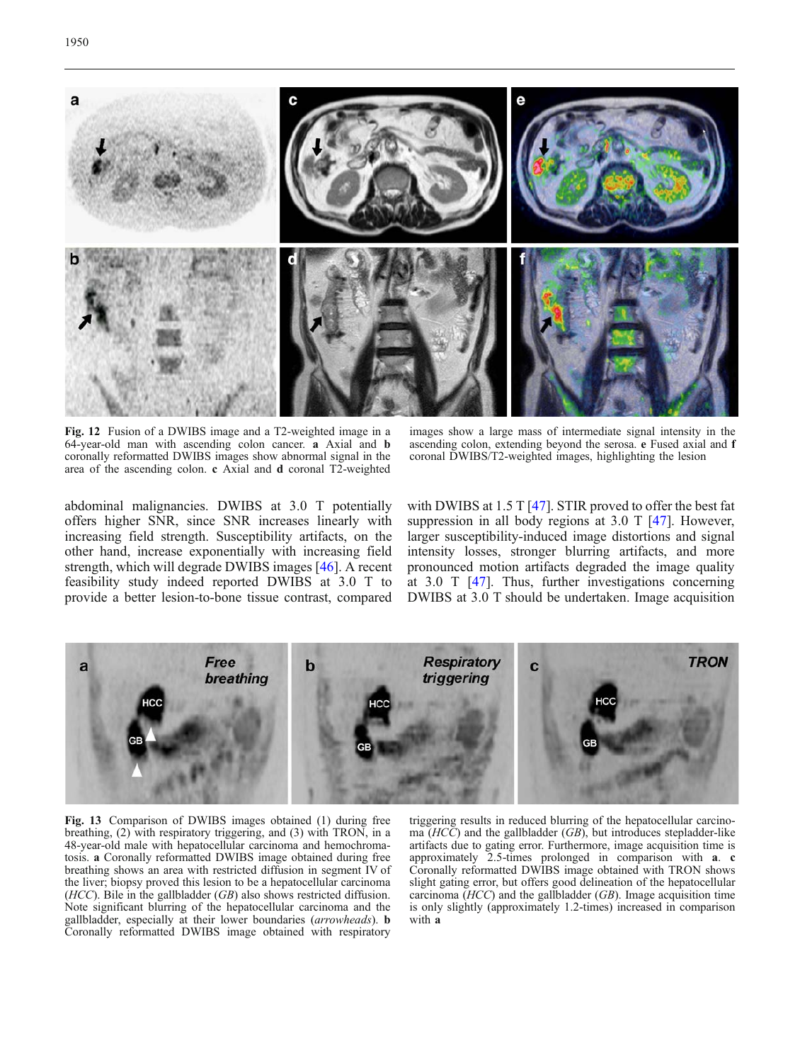**Fig. 12** Fusion of a DWIBS image and a T2-weighted image in a 64-year-old man with ascending colon cancer. **a** Axial and **b** coronally reformatted DWIBS images show abnormal signal in the area of the ascending colon. **c** Axial and **d** coronal T2-weighted images show a large mass of intermediate signal intensity in the ascending colon, extending beyond the serosa. **e** Fused axial and **f** coronal DWIBS/T2-weighted images, highlighting the lesion

abdominal malignancies. DWIBS at 3.0 T potentially offers higher SNR, since SNR increases linearly with increasing field strength. Susceptibility artifacts, on the other hand, increase exponentially with increasing field strength, which will degrade DWIBS images [46]. A recent feasibility study indeed reported DWIBS at 3.0 T to provide a better lesion-to-bone tissue contrast, compared with DWIBS at 1.5 T [47]. STIR proved to offer the best fat suppression in all body regions at 3.0 T [47]. However, larger susceptibility-induced image distortions and signal intensity losses, stronger blurring artifacts, and more pronounced motion artifacts degraded the image quality at 3.0 T [47]. Thus, further investigations concerning DWIBS at 3.0 T should be undertaken. Image acquisition

**Fig. 13** Comparison of DWIBS images obtained (1) during free breathing, (2) with respiratory triggering, and (3) with TRON, in a 48-year-old male with hepatocellular carcinoma and hemochromatosis. **a** Coronally reformatted DWIBS image obtained during free breathing shows an area with restricted diffusion in segment IV of the liver; biopsy proved this lesion to be a hepatocellular carcinoma (*HCC*). Bile in the gallbladder (*GB*) also shows restricted diffusion. Note significant blurring of the hepatocellular carcinoma and the gallbladder, especially at their lower boundaries (*arrowheads*). **b** Coronally reformatted DWIBS image obtained with respiratory triggering results in reduced blurring of the hepatocellular carcinoma (*HCC*) and the gallbladder (*GB*), but introduces stepladder-like artifacts due to gating error. Furthermore, image acquisition time is approximately 2.5-times prolonged in comparison with **a**. **c** Coronally reformatted DWIBS image obtained with TRON shows slight gating error, but offers good delineation of the hepatocellular carcinoma (*HCC*) and the gallbladder (*GB*). Image acquisition time is only slightly (approximately 1.2-times) increased in comparison with **a**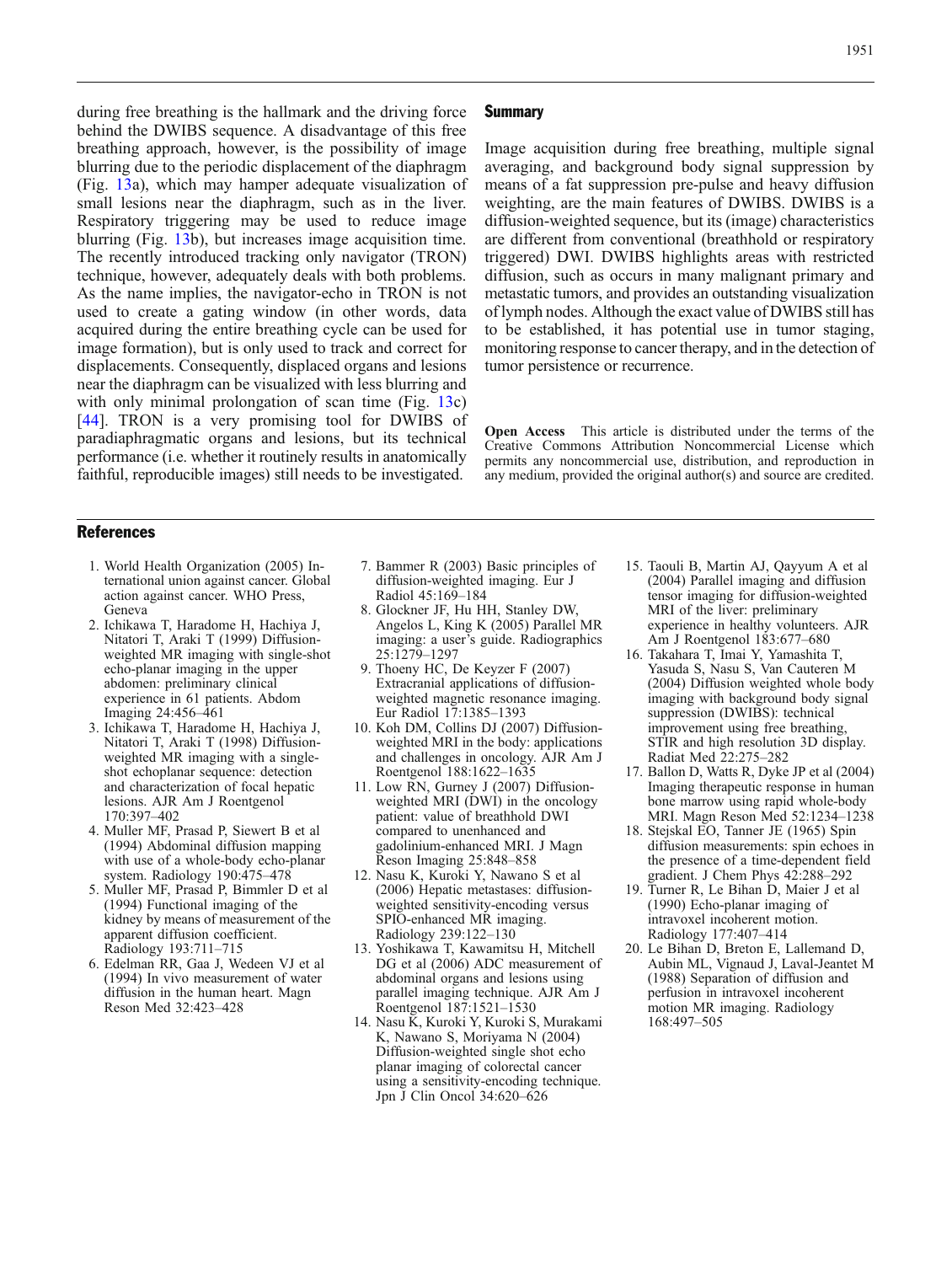during free breathing is the hallmark and the driving force behind the DWIBS sequence. A disadvantage of this free breathing approach, however, is the possibility of image blurring due to the periodic displacement of the diaphragm (Fig. 13a), which may hamper adequate visualization of small lesions near the diaphragm, such as in the liver. Respiratory triggering may be used to reduce image blurring (Fig. 13b), but increases image acquisition time. The recently introduced tracking only navigator (TRON) technique, however, adequately deals with both problems. As the name implies, the navigator-echo in TRON is not used to create a gating window (in other words, data acquired during the entire breathing cycle can be used for image formation), but is only used to track and correct for displacements. Consequently, displaced organs and lesions near the diaphragm can be visualized with less blurring and with only minimal prolongation of scan time (Fig. 13c) [44]. TRON is a very promising tool for DWIBS of paradiaphragmatic organs and lesions, but its technical performance (i.e. whether it routinely results in anatomically faithful, reproducible images) still needs to be investigated.

## Summary

Image acquisition during free breathing, multiple signal averaging, and background body signal suppression by means of a fat suppression pre-pulse and heavy diffusion weighting, are the main features of DWIBS. DWIBS is a diffusion-weighted sequence, but its (image) characteristics are different from conventional (breathhold or respiratory triggered) DWI. DWIBS highlights areas with restricted diffusion, such as occurs in many malignant primary and metastatic tumors, and provides an outstanding visualization of lymph nodes. Although the exact value of DWIBS still has to be established, it has potential use in tumor staging, monitoring response to cancer therapy, and in the detection of tumor persistence or recurrence.

**Open Access** This article is distributed under the terms of the Creative Commons Attribution Noncommercial License which permits any noncommercial use, distribution, and reproduction in any medium, provided the original author(s) and source are credited.

## References

1. World Health Organization (2005) International union against cancer. Global action against cancer. WHO Press, Geneva
2. Ichikawa T, Haradome H, Hachiya J, Nitatori T, Araki T (1999) Diffusion-weighted MR imaging with single-shot echo-planar imaging in the upper abdomen: preliminary clinical experience in 61 patients. Abdom Imaging 24:456–461
3. Ichikawa T, Haradome H, Hachiya J, Nitatori T, Araki T (1998) Diffusion-weighted MR imaging with a single-shot echoplanar sequence: detection and characterization of focal hepatic lesions. AJR Am J Roentgenol 170:397–402
4. Muller MF, Prasad P, Siewert B et al (1994) Abdominal diffusion mapping with use of a whole-body echo-planar system. Radiology 190:475–478
5. Muller MF, Prasad P, Bimmler D et al (1994) Functional imaging of the kidney by means of measurement of the apparent diffusion coefficient. Radiology 193:711–715
6. Edelman RR, Gaa J, Wedeen VJ et al (1994) In vivo measurement of water diffusion in the human heart. Magn Reson Med 32:423–428
7. Bammer R (2003) Basic principles of diffusion-weighted imaging. Eur J Radiol 45:169–184
8. Glockner JF, Hu HH, Stanley DW, Angelos L, King K (2005) Parallel MR imaging: a user's guide. Radiographics 25:1279–1297
9. Thoeny HC, De Keyzer F (2007) Extracranial applications of diffusion-weighted magnetic resonance imaging. Eur Radiol 17:1385–1393
10. Koh DM, Collins DJ (2007) Diffusion-weighted MRI in the body: applications and challenges in oncology. AJR Am J Roentgenol 188:1622–1635
11. Low RN, Gurney J (2007) Diffusion-weighted MRI (DWI) in the oncology patient: value of breathhold DWI compared to unenhanced and gadolinium-enhanced MRI. J Magn Reson Imaging 25:848–858
12. Nasu K, Kuroki Y, Nawano S et al (2006) Hepatic metastases: diffusion-weighted sensitivity-encoding versus SPIO-enhanced MR imaging. Radiology 239:122–130
13. Yoshikawa T, Kawamitsu H, Mitchell DG et al (2006) ADC measurement of abdominal organs and lesions using parallel imaging technique. AJR Am J Roentgenol 187:1521–1530
14. Nasu K, Kuroki Y, Kuroki S, Murakami K, Nawano S, Moriyama N (2004) Diffusion-weighted single shot echo planar imaging of colorectal cancer using a sensitivity-encoding technique. Jpn J Clin Oncol 34:620–626
15. Taouli B, Martin AJ, Qayyum A et al (2004) Parallel imaging and diffusion tensor imaging for diffusion-weighted MRI of the liver: preliminary experience in healthy volunteers. AJR Am J Roentgenol 183:677–680
16. Takahara T, Imai Y, Yamashita T, Yasuda S, Nasu S, Van Cauteren M (2004) Diffusion weighted whole body imaging with background body signal suppression (DWIBS): technical improvement using free breathing, STIR and high resolution 3D display. Radiat Med 22:275–282
17. Ballon D, Watts R, Dyke JP et al (2004) Imaging therapeutic response in human bone marrow using rapid whole-body MRI. Magn Reson Med 52:1234–1238
18. Stejskal EO, Tanner JE (1965) Spin diffusion measurements: spin echoes in the presence of a time-dependent field gradient. J Chem Phys 42:288–292
19. Turner R, Le Bihan D, Maier J et al (1990) Echo-planar imaging of intravoxel incoherent motion. Radiology 177:407–414
20. Le Bihan D, Breton E, Lallemand D, Aubin ML, Vignaud J, Laval-Jeantet M (1988) Separation of diffusion and perfusion in intravoxel incoherent motion MR imaging. Radiology 168:497–505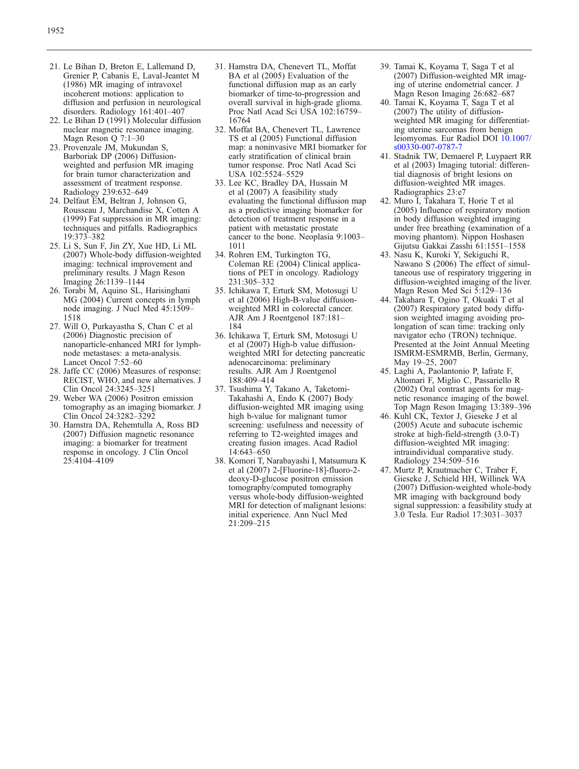21. Le Bihan D, Breton E, Lallemand D, Grenier P, Cabanis E, Laval-Jeantet M (1986) MR imaging of intravoxel incoherent motions: application to diffusion and perfusion in neurological disorders. Radiology 161:401–407
22. Le Bihan D (1991) Molecular diffusion nuclear magnetic resonance imaging. Magn Reson Q 7:1–30
23. Provenzale JM, Mukundan S, Barboriak DP (2006) Diffusion-weighted and perfusion MR imaging for brain tumor characterization and assessment of treatment response. Radiology 239:632–649
24. Delfaut EM, Beltran J, Johnson G, Rousseau J, Marchandise X, Cotten A (1999) Fat suppression in MR imaging: techniques and pitfalls. Radiographics 19:373–382
25. Li S, Sun F, Jin ZY, Xue HD, Li ML (2007) Whole-body diffusion-weighted imaging: technical improvement and preliminary results. J Magn Reson Imaging 26:1139–1144
26. Torabi M, Aquino SL, Harisinghani MG (2004) Current concepts in lymph node imaging. J Nucl Med 45:1509–1518
27. Will O, Purkayastha S, Chan C et al (2006) Diagnostic precision of nanoparticle-enhanced MRI for lymph-node metastases: a meta-analysis. Lancet Oncol 7:52–60
28. Jaffe CC (2006) Measures of response: RECIST, WHO, and new alternatives. J Clin Oncol 24:3245–3251
29. Weber WA (2006) Positron emission tomography as an imaging biomarker. J Clin Oncol 24:3282–3292
30. Hamstra DA, Rehemtulla A, Ross BD (2007) Diffusion magnetic resonance imaging: a biomarker for treatment response in oncology. J Clin Oncol 25:4104–4109
31. Hamstra DA, Chenevert TL, Moffat BA et al (2005) Evaluation of the functional diffusion map as an early biomarker of time-to-progression and overall survival in high-grade glioma. Proc Natl Acad Sci USA 102:16759–16764
32. Moffat BA, Chenevert TL, Lawrence TS et al (2005) Functional diffusion map: a noninvasive MRI biomarker for early stratification of clinical brain tumor response. Proc Natl Acad Sci USA 102:5524–5529
33. Lee KC, Bradley DA, Hussain M et al (2007) A feasibility study evaluating the functional diffusion map as a predictive imaging biomarker for detection of treatment response in a patient with metastatic prostate cancer to the bone. Neoplasia 9:1003–1011
34. Rohren EM, Turkington TG, Coleman RE (2004) Clinical applications of PET in oncology. Radiology 231:305–332
35. Ichikawa T, Erturk SM, Motosugi U et al (2006) High-B-value diffusion-weighted MRI in colorectal cancer. AJR Am J Roentgenol 187:181–184
36. Ichikawa T, Erturk SM, Motosugi U et al (2007) High-b value diffusion-weighted MRI for detecting pancreatic adenocarcinoma: preliminary results. AJR Am J Roentgenol 188:409–414
37. Tsushima Y, Takano A, Taketomi-Takahashi A, Endo K (2007) Body diffusion-weighted MR imaging using high b-value for malignant tumor screening: usefulness and necessity of referring to T2-weighted images and creating fusion images. Acad Radiol 14:643–650
38. Komori T, Narabayashi I, Matsumura K et al (2007) 2-[Fluorine-18]-fluoro-2-deoxy-D-glucose positron emission tomography/computed tomography versus whole-body diffusion-weighted MRI for detection of malignant lesions: initial experience. Ann Nucl Med 21:209–215
39. Tamai K, Koyama T, Saga T et al (2007) Diffusion-weighted MR imaging of uterine endometrial cancer. J Magn Reson Imaging 26:682–687
40. Tamai K, Koyama T, Saga T et al (2007) The utility of diffusion-weighted MR imaging for differentiating uterine sarcomas from benign leiomyomas. Eur Radiol DOI 10.1007/s00330-007-0787-7
41. Stadnik TW, Demaerel P, Luypaert RR et al (2003) Imaging tutorial: differential diagnosis of bright lesions on diffusion-weighted MR images. Radiographics 23:e7
42. Muro I, Takahara T, Horie T et al (2005) Influence of respiratory motion in body diffusion weighted imaging under free breathing (examination of a moving phantom). Nippon Hoshasen Gijutsu Gakkai Zasshi 61:1551–1558
43. Nasu K, Kuroki Y, Sekiguchi R, Nawano S (2006) The effect of simultaneous use of respiratory triggering in diffusion-weighted imaging of the liver. Magn Reson Med Sci 5:129–136
44. Takahara T, Ogino T, Okuaki T et al (2007) Respiratory gated body diffusion weighted imaging avoiding prolongation of scan time: tracking only navigator echo (TRON) technique. Presented at the Joint Annual Meeting ISMRM-ESMRMB, Berlin, Germany, May 19–25, 2007
45. Laghi A, Paolantonio P, Iafrate F, Altomari F, Miglio C, Passariello R (2002) Oral contrast agents for magnetic resonance imaging of the bowel. Top Magn Reson Imaging 13:389–396
46. Kuhl CK, Textor J, Gieseke J et al (2005) Acute and subacute ischemic stroke at high-field-strength (3.0-T) diffusion-weighted MR imaging: intraindividual comparative study. Radiology 234:509–516
47. Murtz P, Krautmacher C, Traber F, Gieseke J, Schield HH, Willinek WA (2007) Diffusion-weighted whole-body MR imaging with background body signal suppression: a feasibility study at 3.0 Tesla. Eur Radiol 17:3031–3037